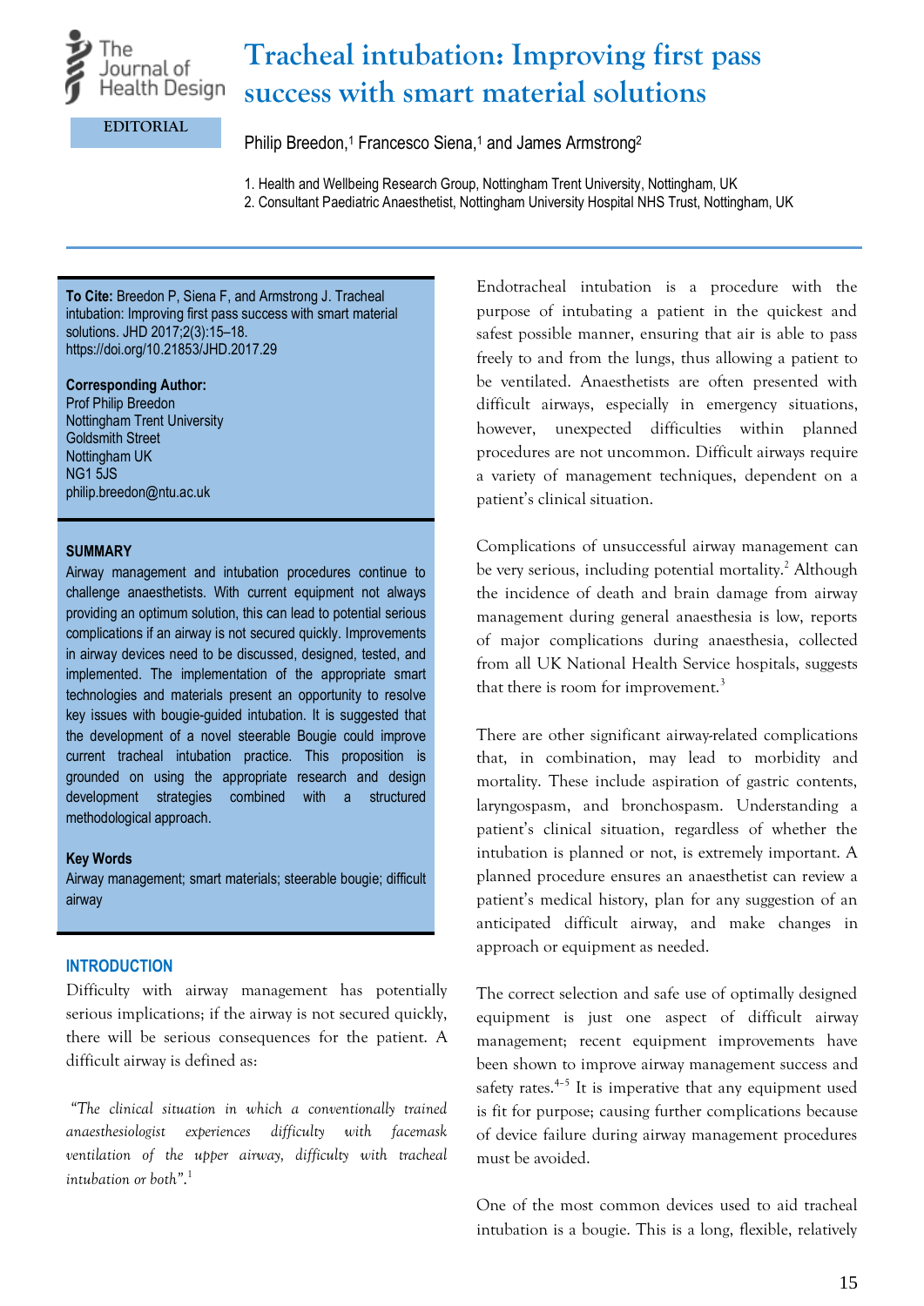EDITORIAL

# Tracheal intubation: Improving first pass success with smart material solutions

Philip Breedon,[1] Francesco Siena,[1] and James Armstrong[2]

1. Health and Wellbeing Research Group, Nottingham Trent University, Nottingham, UK
2. Consultant Paediatric Anaesthetist, Nottingham University Hospital NHS Trust, Nottingham, UK

**To Cite:** Breedon P, Siena F, and Armstrong J. Tracheal intubation: Improving first pass success with smart material solutions. JHD 2017;2(3):15–18. https://doi.org/10.21853/JHD.2017.29

**Corresponding Author:**
Prof Philip Breedon
Nottingham Trent University
Goldsmith Street
Nottingham UK
NG1 5JS
philip.breedon@ntu.ac.uk

**SUMMARY**

Airway management and intubation procedures continue to challenge anaesthetists. With current equipment not always providing an optimum solution, this can lead to potential serious complications if an airway is not secured quickly. Improvements in airway devices need to be discussed, designed, tested, and implemented. The implementation of the appropriate smart technologies and materials present an opportunity to resolve key issues with bougie-guided intubation. It is suggested that the development of a novel steerable Bougie could improve current tracheal intubation practice. This proposition is grounded on using the appropriate research and design development strategies combined with a structured methodological approach.

**Key Words**

Airway management; smart materials; steerable bougie; difficult airway

## INTRODUCTION

Difficulty with airway management has potentially serious implications; if the airway is not secured quickly, there will be serious consequences for the patient. A difficult airway is defined as:

*"The clinical situation in which a conventionally trained anaesthesiologist experiences difficulty with facemask ventilation of the upper airway, difficulty with tracheal intubation or both".*[1]

Endotracheal intubation is a procedure with the purpose of intubating a patient in the quickest and safest possible manner, ensuring that air is able to pass freely to and from the lungs, thus allowing a patient to be ventilated. Anaesthetists are often presented with difficult airways, especially in emergency situations, however, unexpected difficulties within planned procedures are not uncommon. Difficult airways require a variety of management techniques, dependent on a patient's clinical situation.

Complications of unsuccessful airway management can be very serious, including potential mortality.[2] Although the incidence of death and brain damage from airway management during general anaesthesia is low, reports of major complications during anaesthesia, collected from all UK National Health Service hospitals, suggests that there is room for improvement.[3]

There are other significant airway-related complications that, in combination, may lead to morbidity and mortality. These include aspiration of gastric contents, laryngospasm, and bronchospasm. Understanding a patient's clinical situation, regardless of whether the intubation is planned or not, is extremely important. A planned procedure ensures an anaesthetist can review a patient's medical history, plan for any suggestion of an anticipated difficult airway, and make changes in approach or equipment as needed.

The correct selection and safe use of optimally designed equipment is just one aspect of difficult airway management; recent equipment improvements have been shown to improve airway management success and safety rates.[4–5] It is imperative that any equipment used is fit for purpose; causing further complications because of device failure during airway management procedures must be avoided.

One of the most common devices used to aid tracheal intubation is a bougie. This is a long, flexible, relatively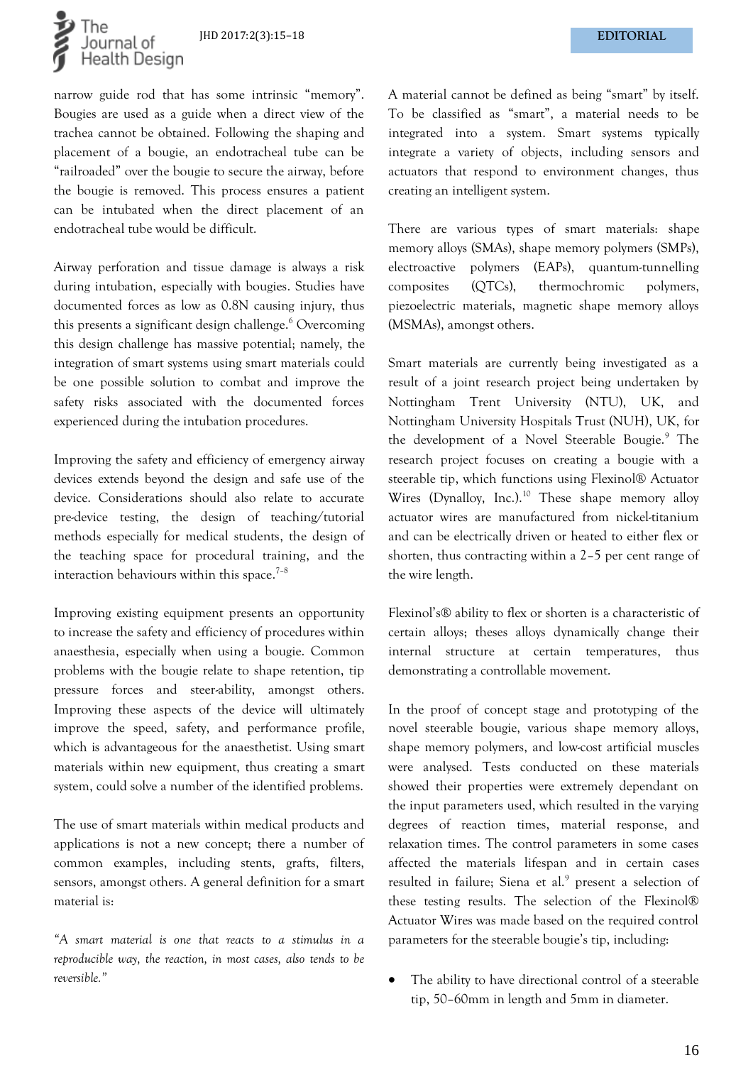narrow guide rod that has some intrinsic "memory". Bougies are used as a guide when a direct view of the trachea cannot be obtained. Following the shaping and placement of a bougie, an endotracheal tube can be "railroaded" over the bougie to secure the airway, before the bougie is removed. This process ensures a patient can be intubated when the direct placement of an endotracheal tube would be difficult.

Airway perforation and tissue damage is always a risk during intubation, especially with bougies. Studies have documented forces as low as 0.8N causing injury, thus this presents a significant design challenge.[6] Overcoming this design challenge has massive potential; namely, the integration of smart systems using smart materials could be one possible solution to combat and improve the safety risks associated with the documented forces experienced during the intubation procedures.

Improving the safety and efficiency of emergency airway devices extends beyond the design and safe use of the device. Considerations should also relate to accurate pre-device testing, the design of teaching/tutorial methods especially for medical students, the design of the teaching space for procedural training, and the interaction behaviours within this space.[7–8]

Improving existing equipment presents an opportunity to increase the safety and efficiency of procedures within anaesthesia, especially when using a bougie. Common problems with the bougie relate to shape retention, tip pressure forces and steer-ability, amongst others. Improving these aspects of the device will ultimately improve the speed, safety, and performance profile, which is advantageous for the anaesthetist. Using smart materials within new equipment, thus creating a smart system, could solve a number of the identified problems.

The use of smart materials within medical products and applications is not a new concept; there a number of common examples, including stents, grafts, filters, sensors, amongst others. A general definition for a smart material is:

*"A smart material is one that reacts to a stimulus in a reproducible way, the reaction, in most cases, also tends to be reversible."*

A material cannot be defined as being "smart" by itself. To be classified as "smart", a material needs to be integrated into a system. Smart systems typically integrate a variety of objects, including sensors and actuators that respond to environment changes, thus creating an intelligent system.

There are various types of smart materials: shape memory alloys (SMAs), shape memory polymers (SMPs), electroactive polymers (EAPs), quantum-tunnelling composites (QTCs), thermochromic polymers, piezoelectric materials, magnetic shape memory alloys (MSMAs), amongst others.

Smart materials are currently being investigated as a result of a joint research project being undertaken by Nottingham Trent University (NTU), UK, and Nottingham University Hospitals Trust (NUH), UK, for the development of a Novel Steerable Bougie.[9] The research project focuses on creating a bougie with a steerable tip, which functions using Flexinol® Actuator Wires (Dynalloy, Inc.).[10] These shape memory alloy actuator wires are manufactured from nickel-titanium and can be electrically driven or heated to either flex or shorten, thus contracting within a 2–5 per cent range of the wire length.

Flexinol's® ability to flex or shorten is a characteristic of certain alloys; theses alloys dynamically change their internal structure at certain temperatures, thus demonstrating a controllable movement.

In the proof of concept stage and prototyping of the novel steerable bougie, various shape memory alloys, shape memory polymers, and low-cost artificial muscles were analysed. Tests conducted on these materials showed their properties were extremely dependant on the input parameters used, which resulted in the varying degrees of reaction times, material response, and relaxation times. The control parameters in some cases affected the materials lifespan and in certain cases resulted in failure; Siena et al.[9] present a selection of these testing results. The selection of the Flexinol® Actuator Wires was made based on the required control parameters for the steerable bougie's tip, including:

- The ability to have directional control of a steerable tip, 50–60mm in length and 5mm in diameter.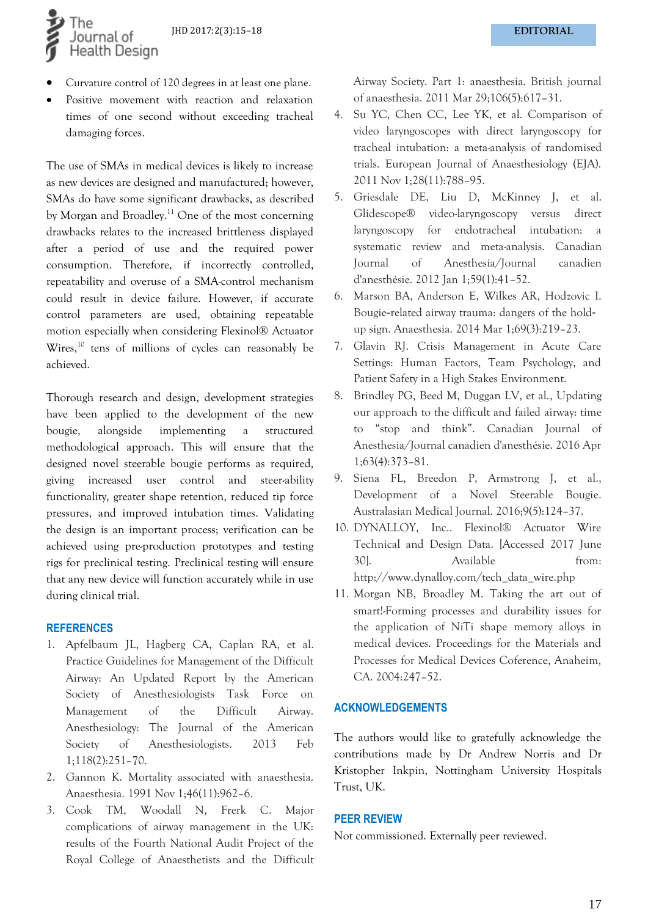- Curvature control of 120 degrees in at least one plane.
- Positive movement with reaction and relaxation times of one second without exceeding tracheal damaging forces.

The use of SMAs in medical devices is likely to increase as new devices are designed and manufactured; however, SMAs do have some significant drawbacks, as described by Morgan and Broadley.[11] One of the most concerning drawbacks relates to the increased brittleness displayed after a period of use and the required power consumption. Therefore, if incorrectly controlled, repeatability and overuse of a SMA-control mechanism could result in device failure. However, if accurate control parameters are used, obtaining repeatable motion especially when considering Flexinol® Actuator Wires,[10] tens of millions of cycles can reasonably be achieved.

Thorough research and design, development strategies have been applied to the development of the new bougie, alongside implementing a structured methodological approach. This will ensure that the designed novel steerable bougie performs as required, giving increased user control and steer-ability functionality, greater shape retention, reduced tip force pressures, and improved intubation times. Validating the design is an important process; verification can be achieved using pre-production prototypes and testing rigs for preclinical testing. Preclinical testing will ensure that any new device will function accurately while in use during clinical trial.

## REFERENCES

1. Apfelbaum JL, Hagberg CA, Caplan RA, et al. Practice Guidelines for Management of the Difficult Airway: An Updated Report by the American Society of Anesthesiologists Task Force on Management of the Difficult Airway. Anesthesiology: The Journal of the American Society of Anesthesiologists. 2013 Feb 1;118(2):251–70.
2. Gannon K. Mortality associated with anaesthesia. Anaesthesia. 1991 Nov 1;46(11):962–6.
3. Cook TM, Woodall N, Frerk C. Major complications of airway management in the UK: results of the Fourth National Audit Project of the Royal College of Anaesthetists and the Difficult Airway Society. Part 1: anaesthesia. British journal of anaesthesia. 2011 Mar 29;106(5):617–31.
4. Su YC, Chen CC, Lee YK, et al. Comparison of video laryngoscopes with direct laryngoscopy for tracheal intubation: a meta-analysis of randomised trials. European Journal of Anaesthesiology (EJA). 2011 Nov 1;28(11):788–95.
5. Griesdale DE, Liu D, McKinney J, et al. Glidescope® video-laryngoscopy versus direct laryngoscopy for endotracheal intubation: a systematic review and meta-analysis. Canadian Journal of Anesthesia/Journal canadien d'anesthésie. 2012 Jan 1;59(1):41–52.
6. Marson BA, Anderson E, Wilkes AR, Hodzovic I. Bougie-related airway trauma: dangers of the hold-up sign. Anaesthesia. 2014 Mar 1;69(3):219–23.
7. Glavin RJ. Crisis Management in Acute Care Settings: Human Factors, Team Psychology, and Patient Safety in a High Stakes Environment.
8. Brindley PG, Beed M, Duggan LV, et al., Updating our approach to the difficult and failed airway: time to "stop and think". Canadian Journal of Anesthesia/Journal canadien d'anesthésie. 2016 Apr 1;63(4):373–81.
9. Siena FL, Breedon P, Armstrong J, et al., Development of a Novel Steerable Bougie. Australasian Medical Journal. 2016;9(5):124–37.
10. DYNALLOY, Inc.. Flexinol® Actuator Wire Technical and Design Data. [Accessed 2017 June 30]. Available from: http://www.dynalloy.com/tech_data_wire.php
11. Morgan NB, Broadley M. Taking the art out of smart!-Forming processes and durability issues for the application of NiTi shape memory alloys in medical devices. Proceedings for the Materials and Processes for Medical Devices Coference, Anaheim, CA. 2004:247–52.

## ACKNOWLEDGEMENTS

The authors would like to gratefully acknowledge the contributions made by Dr Andrew Norris and Dr Kristopher Inkpin, Nottingham University Hospitals Trust, UK.

## PEER REVIEW

Not commissioned. Externally peer reviewed.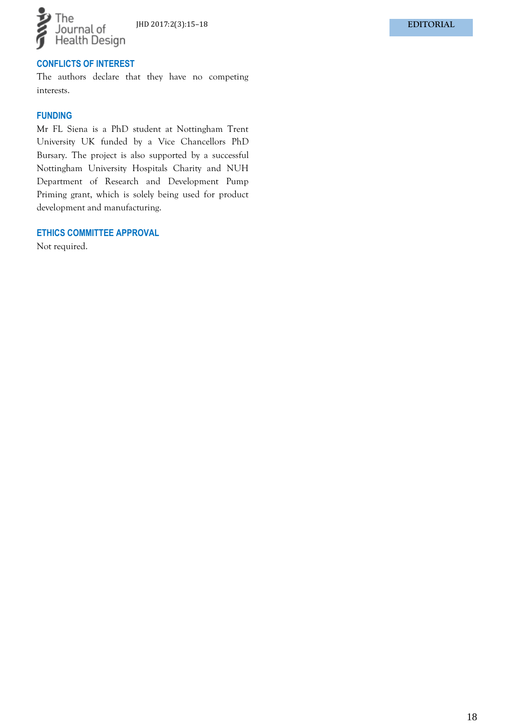## CONFLICTS OF INTEREST

The authors declare that they have no competing interests.

## FUNDING

Mr FL Siena is a PhD student at Nottingham Trent University UK funded by a Vice Chancellors PhD Bursary. The project is also supported by a successful Nottingham University Hospitals Charity and NUH Department of Research and Development Pump Priming grant, which is solely being used for product development and manufacturing.

## ETHICS COMMITTEE APPROVAL

Not required.